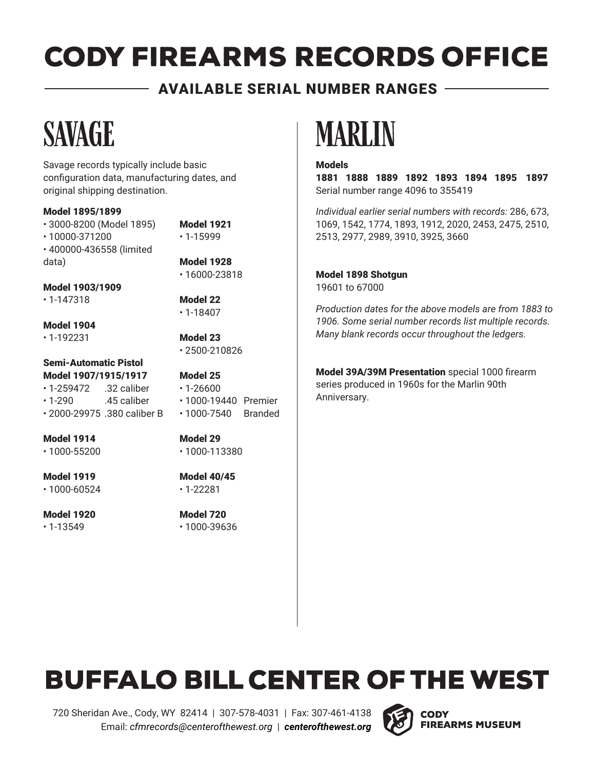# CODY FIREARMS RECORDS OFFICE

## AVAILABLE SERIAL NUMBER RANGES

## SAVAGE

Savage records typically include basic configuration data, manufacturing dates, and original shipping destination.

**Model 1895/1899**
- 3000-8200 (Model 1895)
- 10000-371200
- 400000-436558 (limited data)

**Model 1903/1909**
- 1-147318

**Model 1904**
- 1-192231

**Semi-Automatic Pistol Model 1907/1915/1917**
- 1-259472 .32 caliber
- 1-290 .45 caliber
- 2000-29975 .380 caliber B

**Model 1914**
- 1000-55200

**Model 1919**
- 1000-60524

**Model 1920**
- 1-13549

**Model 1921**
- 1-15999

**Model 1928**
- 16000-23818

**Model 22**
- 1-18407

**Model 23**
- 2500-210826

**Model 25**
- 1-26600
- 1000-19440 Premier
- 1000-7540 Branded

**Model 29**
- 1000-113380

**Model 40/45**
- 1-22281

**Model 720**
- 1000-39636

## MARLIN

**Models**
**1881 1888 1889 1892 1893 1894 1895 1897**
Serial number range 4096 to 355419

*Individual earlier serial numbers with records:* 286, 673, 1069, 1542, 1774, 1893, 1912, 2020, 2453, 2475, 2510, 2513, 2977, 2989, 3910, 3925, 3660

**Model 1898 Shotgun**
19601 to 67000

*Production dates for the above models are from 1883 to 1906. Some serial number records list multiple records. Many blank records occur throughout the ledgers.*

**Model 39A/39M Presentation** special 1000 firearm series produced in 1960s for the Marlin 90th Anniversary.

# BUFFALO BILL CENTER OF THE WEST

720 Sheridan Ave., Cody, WY 82414 | 307-578-4031 | Fax: 307-461-4138
Email: *cfmrecords@centerofthewest.org* | ***centerofthewest.org***

CODY FIREARMS MUSEUM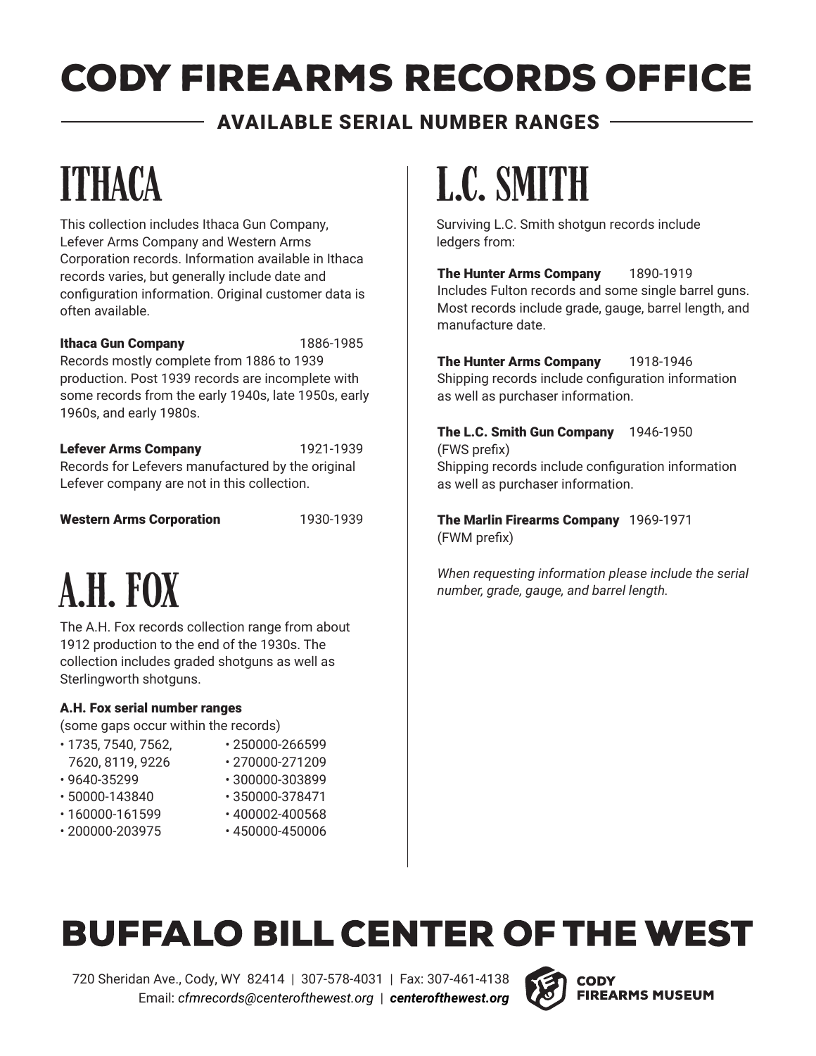# CODY FIREARMS RECORDS OFFICE

## AVAILABLE SERIAL NUMBER RANGES

## ITHACA

This collection includes Ithaca Gun Company, Lefever Arms Company and Western Arms Corporation records. Information available in Ithaca records varies, but generally include date and configuration information. Original customer data is often available.

**Ithaca Gun Company** 1886-1985
Records mostly complete from 1886 to 1939 production. Post 1939 records are incomplete with some records from the early 1940s, late 1950s, early 1960s, and early 1980s.

**Lefever Arms Company** 1921-1939
Records for Lefevers manufactured by the original Lefever company are not in this collection.

**Western Arms Corporation** 1930-1939

## A.H. FOX

The A.H. Fox records collection range from about 1912 production to the end of the 1930s. The collection includes graded shotguns as well as Sterlingworth shotguns.

**A.H. Fox serial number ranges**
(some gaps occur within the records)

- 1735, 7540, 7562, 7620, 8119, 9226
- 9640-35299
- 50000-143840
- 160000-161599
- 200000-203975
- 250000-266599
- 270000-271209
- 300000-303899
- 350000-378471
- 400002-400568
- 450000-450006

## L.C. SMITH

Surviving L.C. Smith shotgun records include ledgers from:

**The Hunter Arms Company** 1890-1919
Includes Fulton records and some single barrel guns. Most records include grade, gauge, barrel length, and manufacture date.

**The Hunter Arms Company** 1918-1946
Shipping records include configuration information as well as purchaser information.

**The L.C. Smith Gun Company** 1946-1950
(FWS prefix)
Shipping records include configuration information as well as purchaser information.

**The Marlin Firearms Company** 1969-1971
(FWM prefix)

*When requesting information please include the serial number, grade, gauge, and barrel length.*

# BUFFALO BILL CENTER OF THE WEST

720 Sheridan Ave., Cody, WY 82414 | 307-578-4031 | Fax: 307-461-4138
Email: *cfmrecords@centerofthewest.org* | ***centerofthewest.org***

**CODY FIREARMS MUSEUM**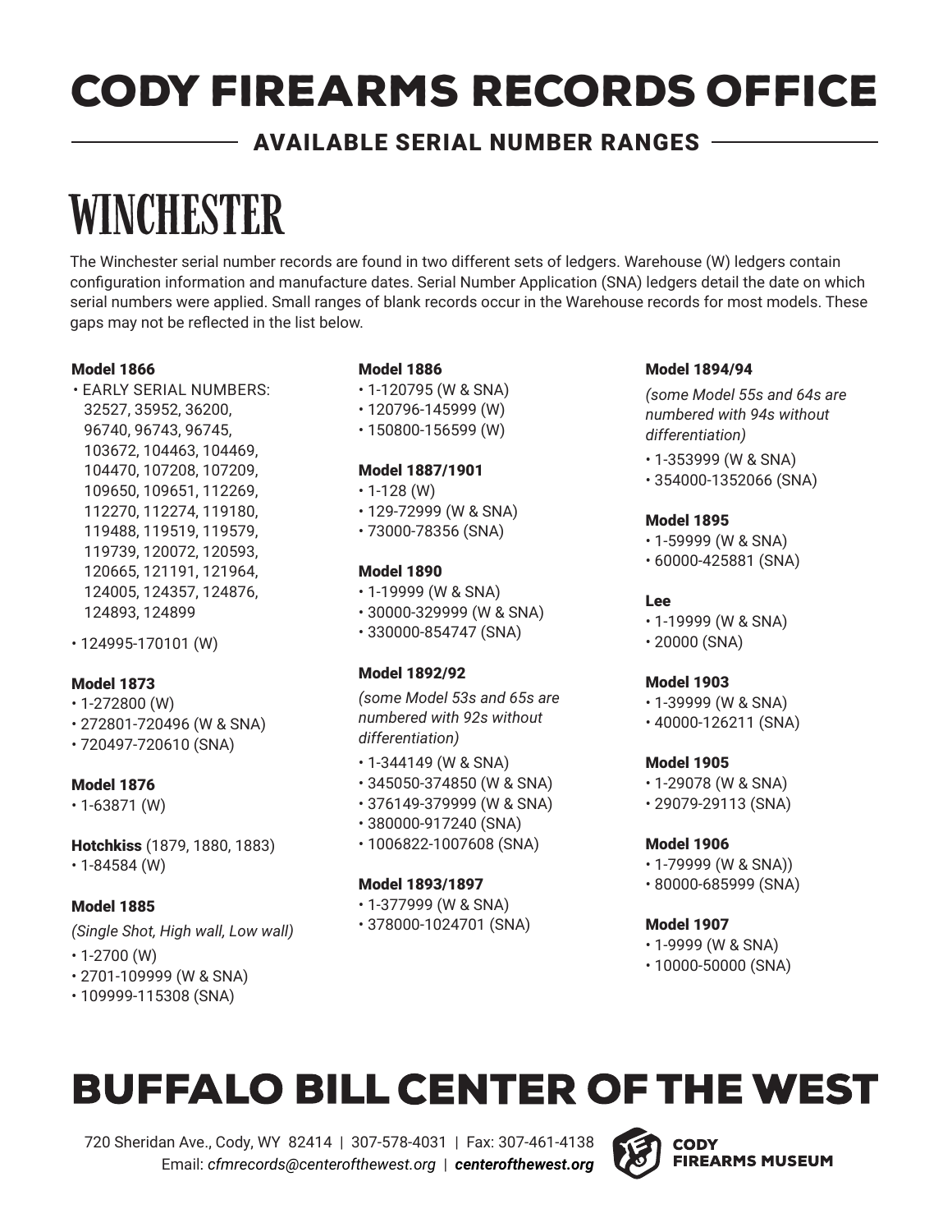# CODY FIREARMS RECORDS OFFICE

## AVAILABLE SERIAL NUMBER RANGES

# WINCHESTER

The Winchester serial number records are found in two different sets of ledgers. Warehouse (W) ledgers contain configuration information and manufacture dates. Serial Number Application (SNA) ledgers detail the date on which serial numbers were applied. Small ranges of blank records occur in the Warehouse records for most models. These gaps may not be reflected in the list below.

### Model 1866

- EARLY SERIAL NUMBERS: 32527, 35952, 36200, 96740, 96743, 96745, 103672, 104463, 104469, 104470, 107208, 107209, 109650, 109651, 112269, 112270, 112274, 119180, 119488, 119519, 119579, 119739, 120072, 120593, 120665, 121191, 121964, 124005, 124357, 124876, 124893, 124899
- 124995-170101 (W)

### Model 1873

- 1-272800 (W)
- 272801-720496 (W & SNA)
- 720497-720610 (SNA)

### Model 1876

- 1-63871 (W)

### Hotchkiss (1879, 1880, 1883)

- 1-84584 (W)

### Model 1885

*(Single Shot, High wall, Low wall)*

- 1-2700 (W)
- 2701-109999 (W & SNA)
- 109999-115308 (SNA)

### Model 1886

- 1-120795 (W & SNA)
- 120796-145999 (W)
- 150800-156599 (W)

### Model 1887/1901

- 1-128 (W)
- 129-72999 (W & SNA)
- 73000-78356 (SNA)

### Model 1890

- 1-19999 (W & SNA)
- 30000-329999 (W & SNA)
- 330000-854747 (SNA)

### Model 1892/92

*(some Model 53s and 65s are numbered with 92s without differentiation)*

- 1-344149 (W & SNA)
- 345050-374850 (W & SNA)
- 376149-379999 (W & SNA)
- 380000-917240 (SNA)
- 1006822-1007608 (SNA)

### Model 1893/1897

- 1-377999 (W & SNA)
- 378000-1024701 (SNA)

### Model 1894/94

*(some Model 55s and 64s are numbered with 94s without differentiation)*

- 1-353999 (W & SNA)
- 354000-1352066 (SNA)

### Model 1895

- 1-59999 (W & SNA)
- 60000-425881 (SNA)

### Lee

- 1-19999 (W & SNA)
- 20000 (SNA)

### Model 1903

- 1-39999 (W & SNA)
- 40000-126211 (SNA)

### Model 1905

- 1-29078 (W & SNA)
- 29079-29113 (SNA)

### Model 1906

- 1-79999 (W & SNA))
- 80000-685999 (SNA)

### Model 1907

- 1-9999 (W & SNA)
- 10000-50000 (SNA)

# BUFFALO BILL CENTER OF THE WEST

720 Sheridan Ave., Cody, WY 82414 | 307-578-4031 | Fax: 307-461-4138
Email: *cfmrecords@centerofthewest.org* | ***centerofthewest.org***

CODY FIREARMS MUSEUM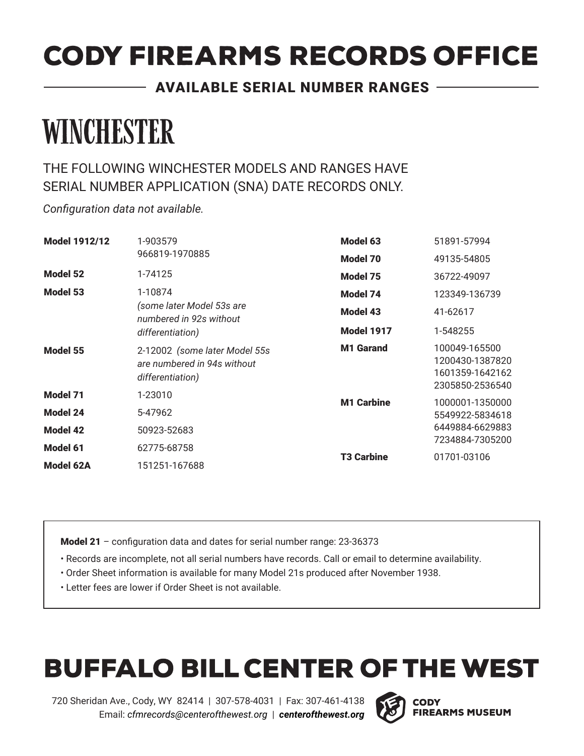# CODY FIREARMS RECORDS OFFICE

## AVAILABLE SERIAL NUMBER RANGES

# WINCHESTER

THE FOLLOWING WINCHESTER MODELS AND RANGES HAVE SERIAL NUMBER APPLICATION (SNA) DATE RECORDS ONLY.

*Configuration data not available.*

| | |
|---|---|
| **Model 1912/12** | 1-903579<br>966819-1970885 |
| **Model 52** | 1-74125 |
| **Model 53** | 1-10874<br>*(some later Model 53s are numbered in 92s without differentiation)* |
| **Model 55** | 2-12002 *(some later Model 55s are numbered in 94s without differentiation)* |
| **Model 71** | 1-23010 |
| **Model 24** | 5-47962 |
| **Model 42** | 50923-52683 |
| **Model 61** | 62775-68758 |
| **Model 62A** | 151251-167688 |
| **Model 63** | 51891-57994 |
| **Model 70** | 49135-54805 |
| **Model 75** | 36722-49097 |
| **Model 74** | 123349-136739 |
| **Model 43** | 41-62617 |
| **Model 1917** | 1-548255 |
| **M1 Garand** | 100049-165500<br>1200430-1387820<br>1601359-1642162<br>2305850-2536540 |
| **M1 Carbine** | 1000001-1350000<br>5549922-5834618<br>6449884-6629883<br>7234884-7305200 |
| **T3 Carbine** | 01701-03106 |

**Model 21** – configuration data and dates for serial number range: 23-36373

- Records are incomplete, not all serial numbers have records. Call or email to determine availability.
- Order Sheet information is available for many Model 21s produced after November 1938.
- Letter fees are lower if Order Sheet is not available.

# BUFFALO BILL CENTER OF THE WEST

720 Sheridan Ave., Cody, WY 82414 | 307-578-4031 | Fax: 307-461-4138
Email: *cfmrecords@centerofthewest.org* | ***centerofthewest.org***

**CODY FIREARMS MUSEUM**